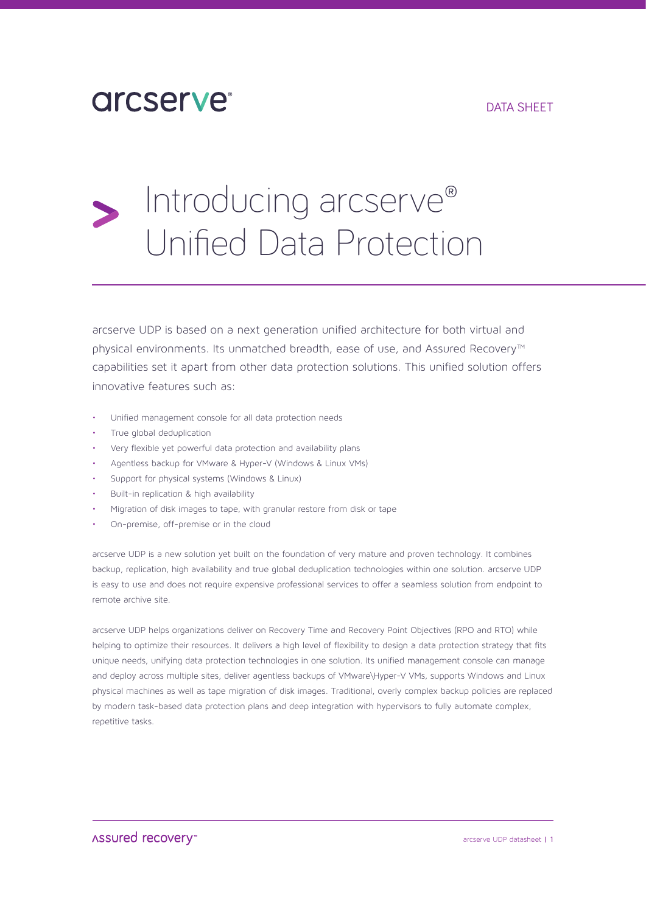arcserve®

DATA SHEET

# Introducing arcserve® Unified Data Protection

arcserve UDP is based on a next generation unified architecture for both virtual and physical environments. Its unmatched breadth, ease of use, and Assured Recovery™ capabilities set it apart from other data protection solutions. This unified solution offers innovative features such as:

- Unified management console for all data protection needs
- True global deduplication
- Very flexible yet powerful data protection and availability plans
- Agentless backup for VMware & Hyper-V (Windows & Linux VMs)
- Support for physical systems (Windows & Linux)
- Built-in replication & high availability
- Migration of disk images to tape, with granular restore from disk or tape
- On-premise, off-premise or in the cloud

arcserve UDP is a new solution yet built on the foundation of very mature and proven technology. It combines backup, replication, high availability and true global deduplication technologies within one solution. arcserve UDP is easy to use and does not require expensive professional services to offer a seamless solution from endpoint to remote archive site.

arcserve UDP helps organizations deliver on Recovery Time and Recovery Point Objectives (RPO and RTO) while helping to optimize their resources. It delivers a high level of flexibility to design a data protection strategy that fits unique needs, unifying data protection technologies in one solution. Its unified management console can manage and deploy across multiple sites, deliver agentless backups of VMware\Hyper-V VMs, supports Windows and Linux physical machines as well as tape migration of disk images. Traditional, overly complex backup policies are replaced by modern task-based data protection plans and deep integration with hypervisors to fully automate complex, repetitive tasks.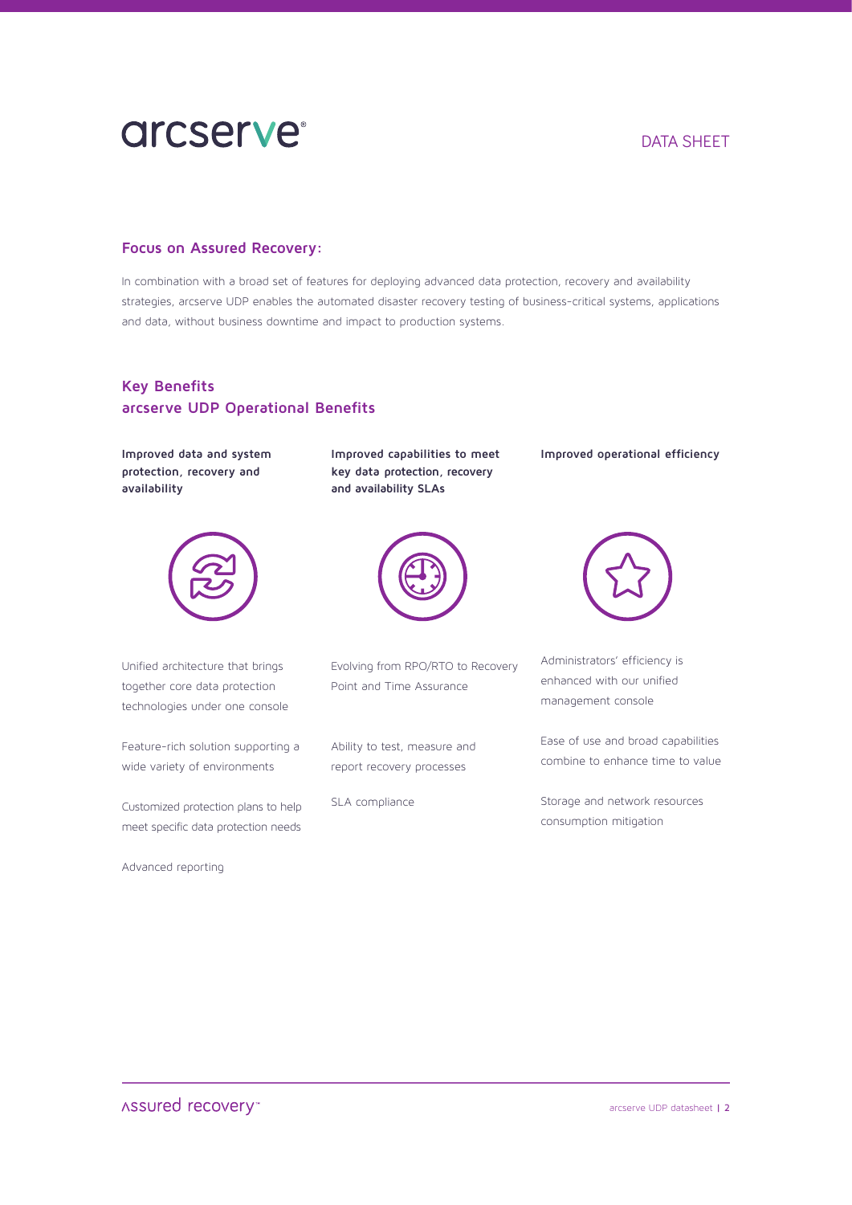## Focus on Assured Recovery:

In combination with a broad set of features for deploying advanced data protection, recovery and availability strategies, arcserve UDP enables the automated disaster recovery testing of business-critical systems, applications and data, without business downtime and impact to production systems.

## Key Benefits
## arcserve UDP Operational Benefits

**Improved data and system protection, recovery and availability**

Unified architecture that brings together core data protection technologies under one console

Feature-rich solution supporting a wide variety of environments

Customized protection plans to help meet specific data protection needs

Advanced reporting

**Improved capabilities to meet key data protection, recovery and availability SLAs**

Evolving from RPO/RTO to Recovery Point and Time Assurance

Ability to test, measure and report recovery processes

SLA compliance

**Improved operational efficiency**

Administrators' efficiency is enhanced with our unified management console

Ease of use and broad capabilities combine to enhance time to value

Storage and network resources consumption mitigation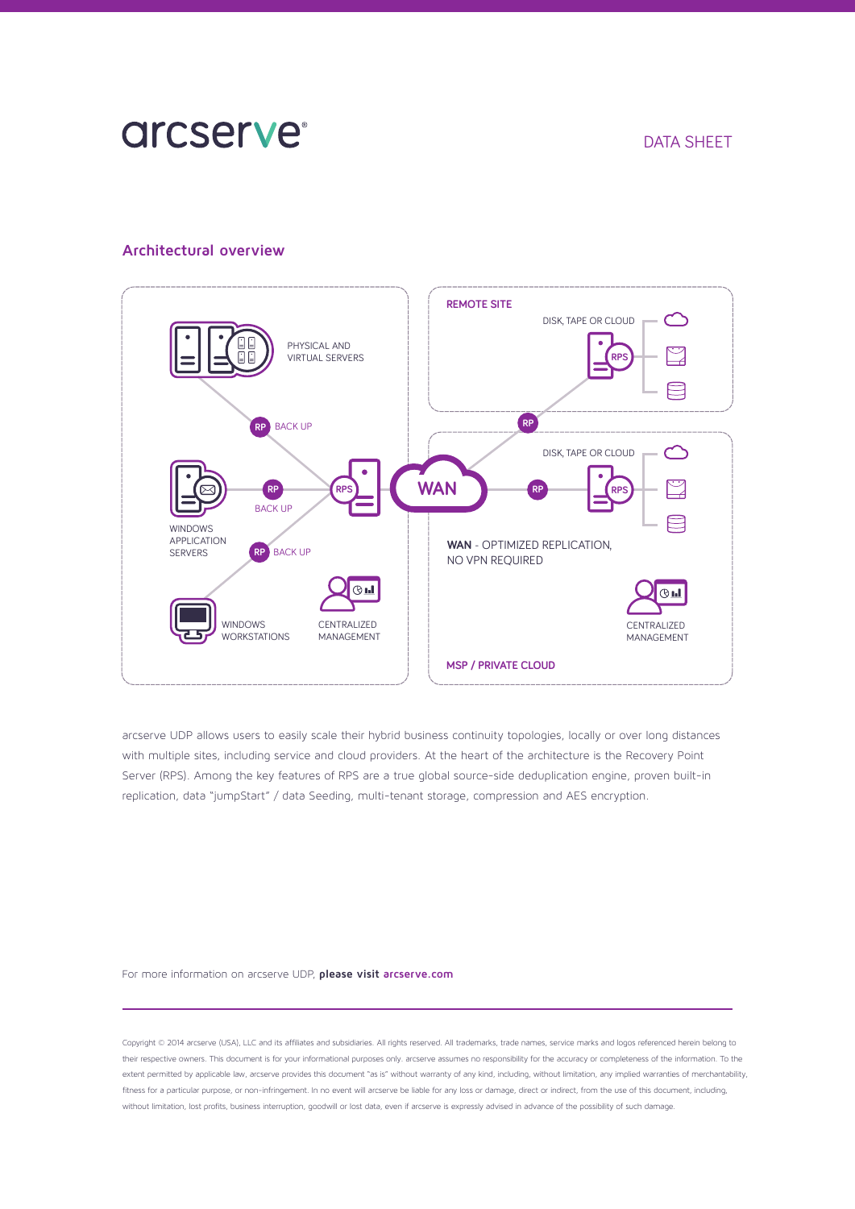DATA SHEET

## Architectural overview

REMOTE SITE

DISK, TAPE OR CLOUD

PHYSICAL AND VIRTUAL SERVERS

RP BACK UP

RP

DISK, TAPE OR CLOUD

RP

RPS

WAN

RP

RPS

BACK UP

WINDOWS APPLICATION SERVERS

RP BACK UP

WAN - OPTIMIZED REPLICATION, NO VPN REQUIRED

WINDOWS WORKSTATIONS

CENTRALIZED MANAGEMENT

CENTRALIZED MANAGEMENT

MSP / PRIVATE CLOUD

arcserve UDP allows users to easily scale their hybrid business continuity topologies, locally or over long distances with multiple sites, including service and cloud providers. At the heart of the architecture is the Recovery Point Server (RPS). Among the key features of RPS are a true global source-side deduplication engine, proven built-in replication, data "jumpStart" / data Seeding, multi-tenant storage, compression and AES encryption.

For more information on arcserve UDP, **please visit arcserve.com**

Copyright © 2014 arcserve (USA), LLC and its affiliates and subsidiaries. All rights reserved. All trademarks, trade names, service marks and logos referenced herein belong to their respective owners. This document is for your informational purposes only. arcserve assumes no responsibility for the accuracy or completeness of the information. To the extent permitted by applicable law, arcserve provides this document "as is" without warranty of any kind, including, without limitation, any implied warranties of merchantability, fitness for a particular purpose, or non-infringement. In no event will arcserve be liable for any loss or damage, direct or indirect, from the use of this document, including, without limitation, lost profits, business interruption, goodwill or lost data, even if arcserve is expressly advised in advance of the possibility of such damage.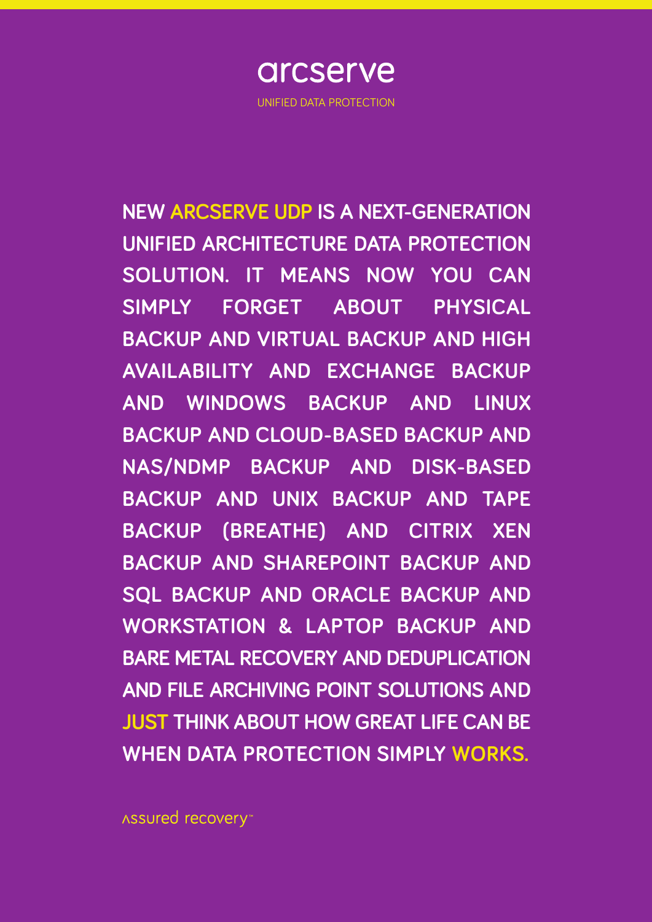# arcserve

UNIFIED DATA PROTECTION

**NEW ARCSERVE UDP IS A NEXT-GENERATION UNIFIED ARCHITECTURE DATA PROTECTION SOLUTION. IT MEANS NOW YOU CAN SIMPLY FORGET ABOUT PHYSICAL BACKUP AND VIRTUAL BACKUP AND HIGH AVAILABILITY AND EXCHANGE BACKUP AND WINDOWS BACKUP AND LINUX BACKUP AND CLOUD-BASED BACKUP AND NAS/NDMP BACKUP AND DISK-BASED BACKUP AND UNIX BACKUP AND TAPE BACKUP (BREATHE) AND CITRIX XEN BACKUP AND SHAREPOINT BACKUP AND SQL BACKUP AND ORACLE BACKUP AND WORKSTATION & LAPTOP BACKUP AND BARE METAL RECOVERY AND DEDUPLICATION AND FILE ARCHIVING POINT SOLUTIONS AND JUST THINK ABOUT HOW GREAT LIFE CAN BE WHEN DATA PROTECTION SIMPLY WORKS.**

assured recovery™